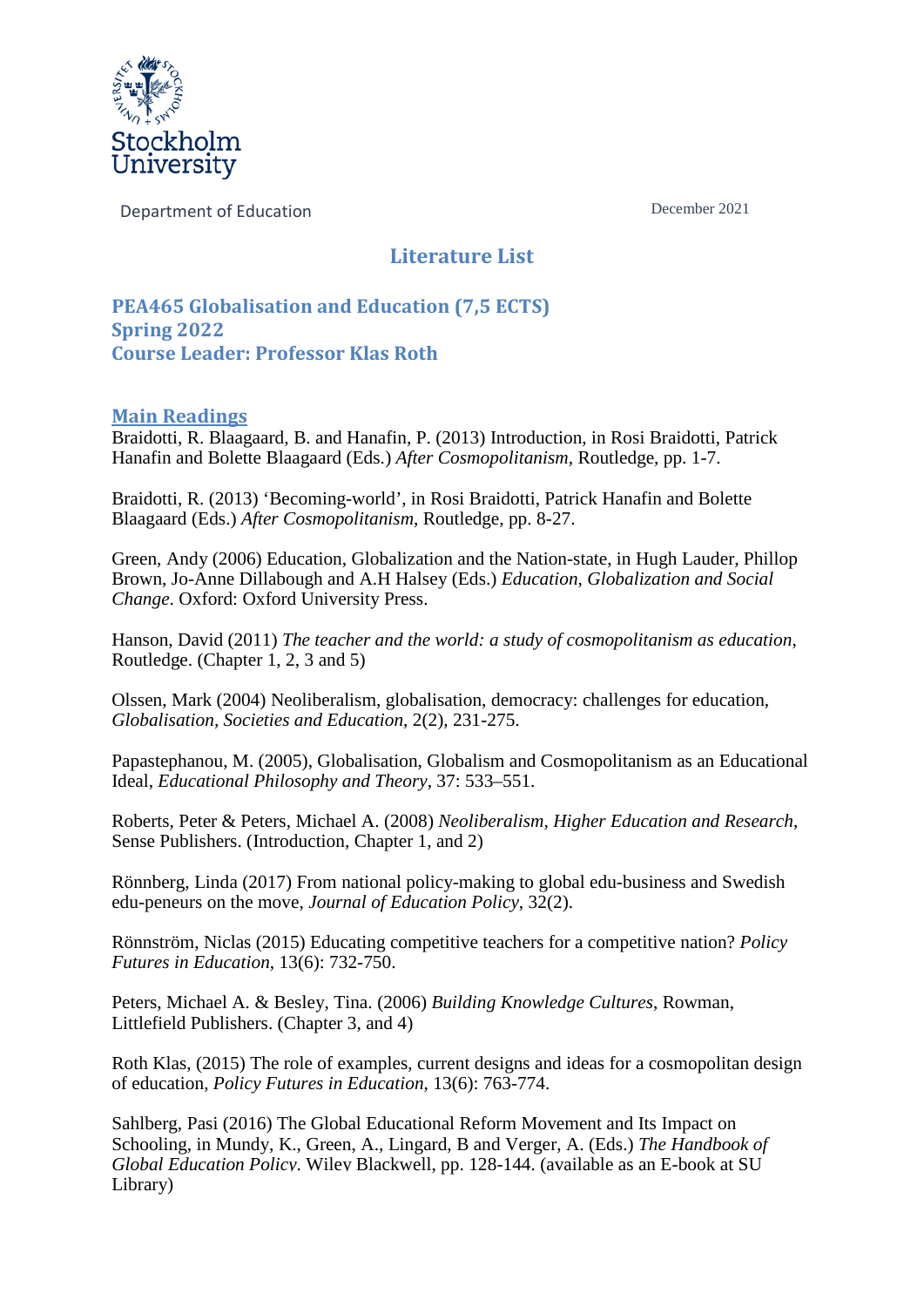Stockholm University

Department of Education

December 2021

# Literature List

## PEA465 Globalisation and Education (7,5 ECTS)
## Spring 2022
## Course Leader: Professor Klas Roth

### Main Readings

Braidotti, R. Blaagaard, B. and Hanafin, P. (2013) Introduction, in Rosi Braidotti, Patrick Hanafin and Bolette Blaagaard (Eds.) *After Cosmopolitanism*, Routledge, pp. 1-7.

Braidotti, R. (2013) 'Becoming-world', in Rosi Braidotti, Patrick Hanafin and Bolette Blaagaard (Eds.) *After Cosmopolitanism*, Routledge, pp. 8-27.

Green, Andy (2006) Education, Globalization and the Nation-state, in Hugh Lauder, Phillop Brown, Jo-Anne Dillabough and A.H Halsey (Eds.) *Education, Globalization and Social Change*. Oxford: Oxford University Press.

Hanson, David (2011) *The teacher and the world: a study of cosmopolitanism as education*, Routledge. (Chapter 1, 2, 3 and 5)

Olssen, Mark (2004) Neoliberalism, globalisation, democracy: challenges for education, *Globalisation, Societies and Education*, 2(2), 231-275.

Papastephanou, M. (2005), Globalisation, Globalism and Cosmopolitanism as an Educational Ideal, *Educational Philosophy and Theory*, 37: 533–551.

Roberts, Peter & Peters, Michael A. (2008) *Neoliberalism, Higher Education and Research*, Sense Publishers. (Introduction, Chapter 1, and 2)

Rönnberg, Linda (2017) From national policy-making to global edu-business and Swedish edu-peneurs on the move, *Journal of Education Policy*, 32(2).

Rönnström, Niclas (2015) Educating competitive teachers for a competitive nation? *Policy Futures in Education*, 13(6): 732-750.

Peters, Michael A. & Besley, Tina. (2006) *Building Knowledge Cultures*, Rowman, Littlefield Publishers. (Chapter 3, and 4)

Roth Klas, (2015) The role of examples, current designs and ideas for a cosmopolitan design of education, *Policy Futures in Education*, 13(6): 763-774.

Sahlberg, Pasi (2016) The Global Educational Reform Movement and Its Impact on Schooling, in Mundy, K., Green, A., Lingard, B and Verger, A. (Eds.) *The Handbook of Global Education Policy*. Wiley Blackwell, pp. 128-144. (available as an E-book at SU Library)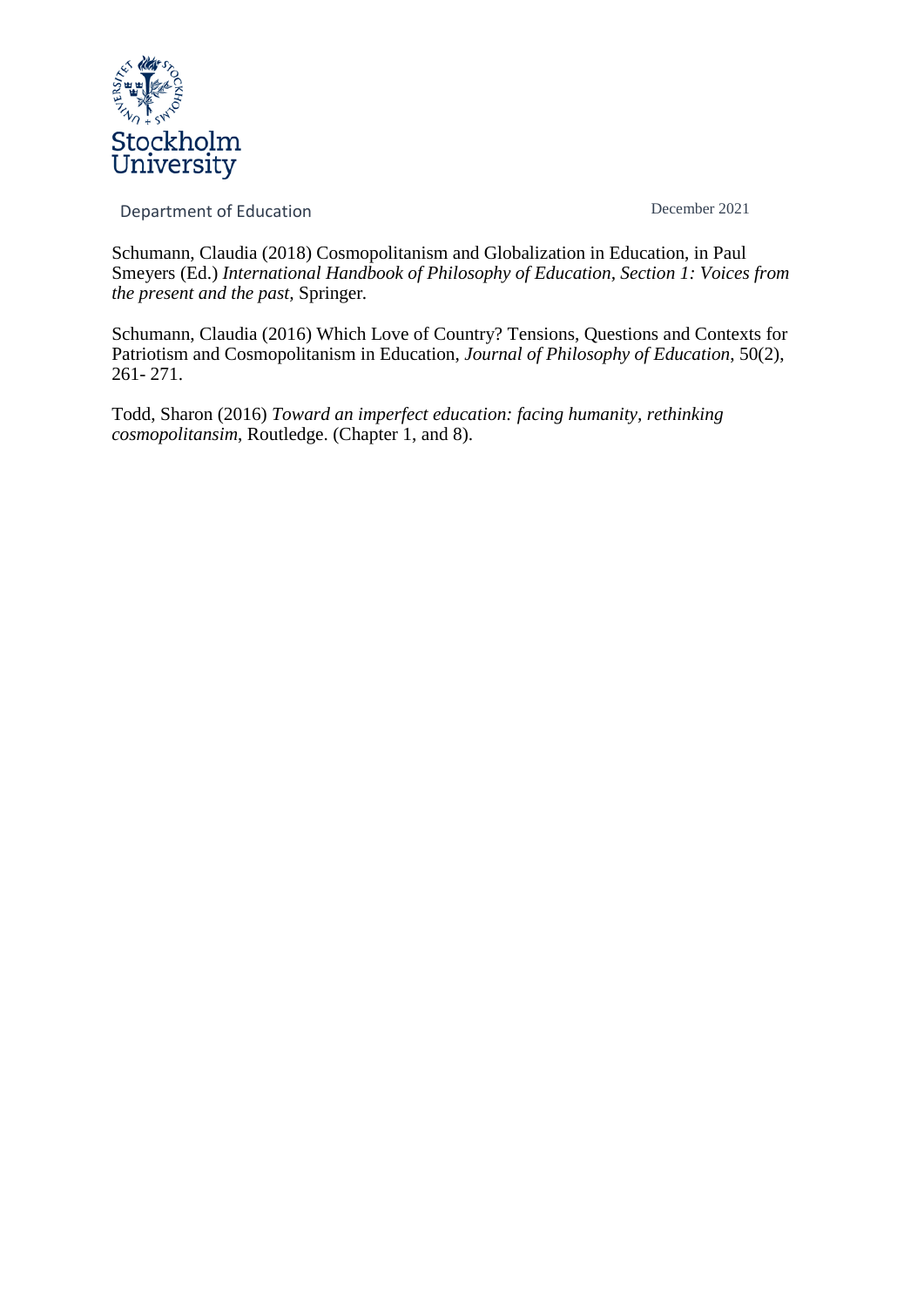Department of Education

December 2021

Schumann, Claudia (2018) Cosmopolitanism and Globalization in Education, in Paul Smeyers (Ed.) *International Handbook of Philosophy of Education, Section 1: Voices from the present and the past*, Springer.

Schumann, Claudia (2016) Which Love of Country? Tensions, Questions and Contexts for Patriotism and Cosmopolitanism in Education, *Journal of Philosophy of Education*, 50(2), 261- 271.

Todd, Sharon (2016) *Toward an imperfect education: facing humanity, rethinking cosmopolitansim*, Routledge. (Chapter 1, and 8).